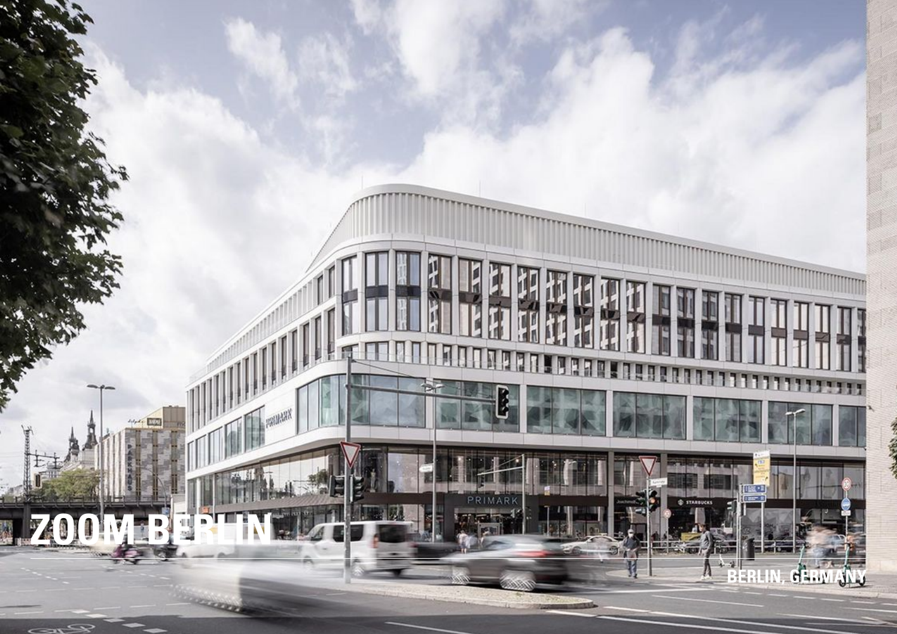# ZOOM BERLIN

BERLIN, GERMANY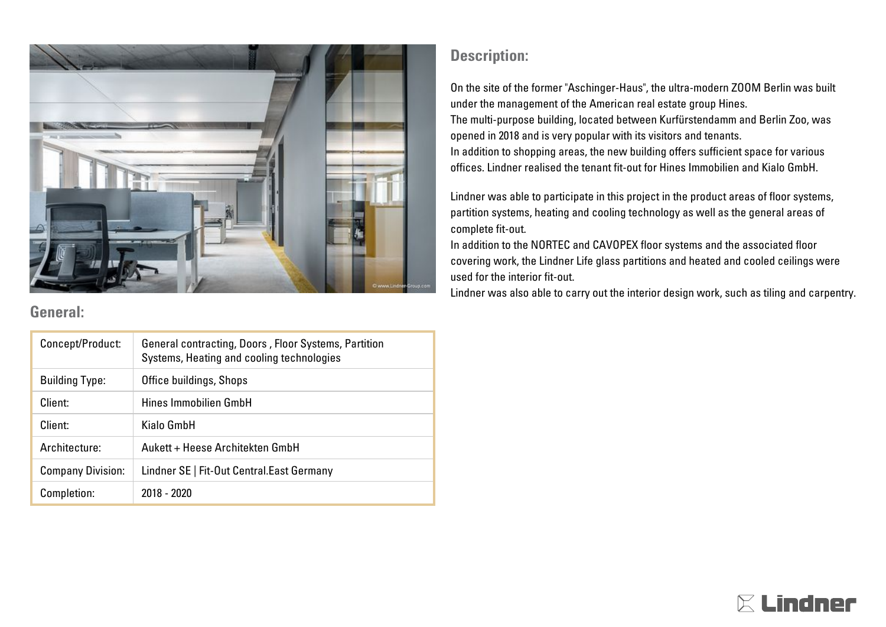## General:

| Concept/Product: | General contracting, Doors , Floor Systems, Partition Systems, Heating and cooling technologies |
|---|---|
| Building Type: | Office buildings, Shops |
| Client: | Hines Immobilien GmbH |
| Client: | Kialo GmbH |
| Architecture: | Aukett + Heese Architekten GmbH |
| Company Division: | Lindner SE \| Fit-Out Central.East Germany |
| Completion: | 2018 - 2020 |

## Description:

On the site of the former "Aschinger-Haus", the ultra-modern ZOOM Berlin was built under the management of the American real estate group Hines.
The multi-purpose building, located between Kurfürstendamm and Berlin Zoo, was opened in 2018 and is very popular with its visitors and tenants.
In addition to shopping areas, the new building offers sufficient space for various offices. Lindner realised the tenant fit-out for Hines Immobilien and Kialo GmbH.

Lindner was able to participate in this project in the product areas of floor systems, partition systems, heating and cooling technology as well as the general areas of complete fit-out.
In addition to the NORTEC and CAVOPEX floor systems and the associated floor covering work, the Lindner Life glass partitions and heated and cooled ceilings were used for the interior fit-out.
Lindner was also able to carry out the interior design work, such as tiling and carpentry.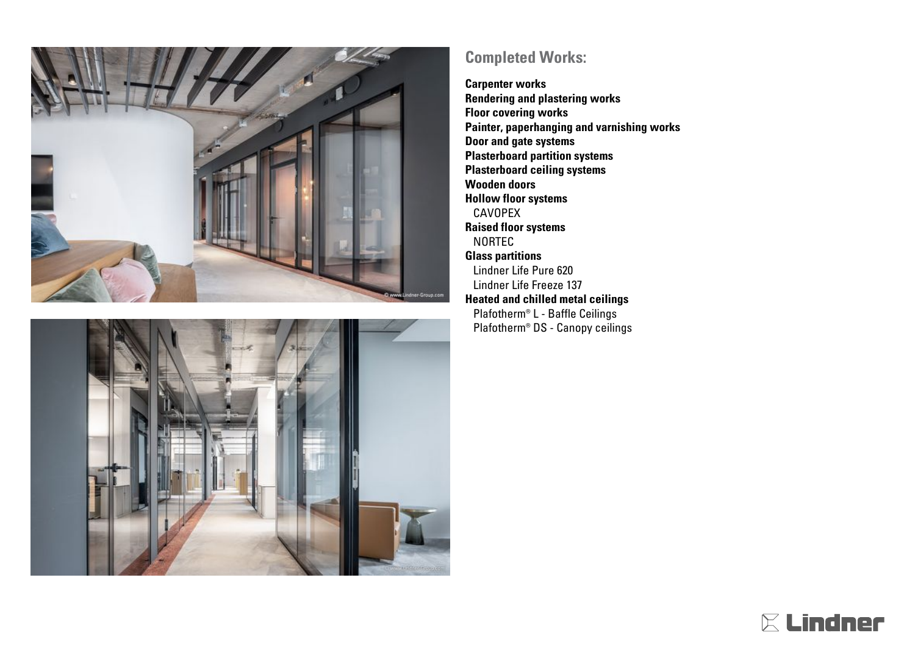## Completed Works:

**Carpenter works**
**Rendering and plastering works**
**Floor covering works**
**Painter, paperhanging and varnishing works**
**Door and gate systems**
**Plasterboard partition systems**
**Plasterboard ceiling systems**
**Wooden doors**
**Hollow floor systems**
CAVOPEX
**Raised floor systems**
NORTEC
**Glass partitions**
Lindner Life Pure 620
Lindner Life Freeze 137
**Heated and chilled metal ceilings**
Plafotherm® L - Baffle Ceilings
Plafotherm® DS - Canopy ceilings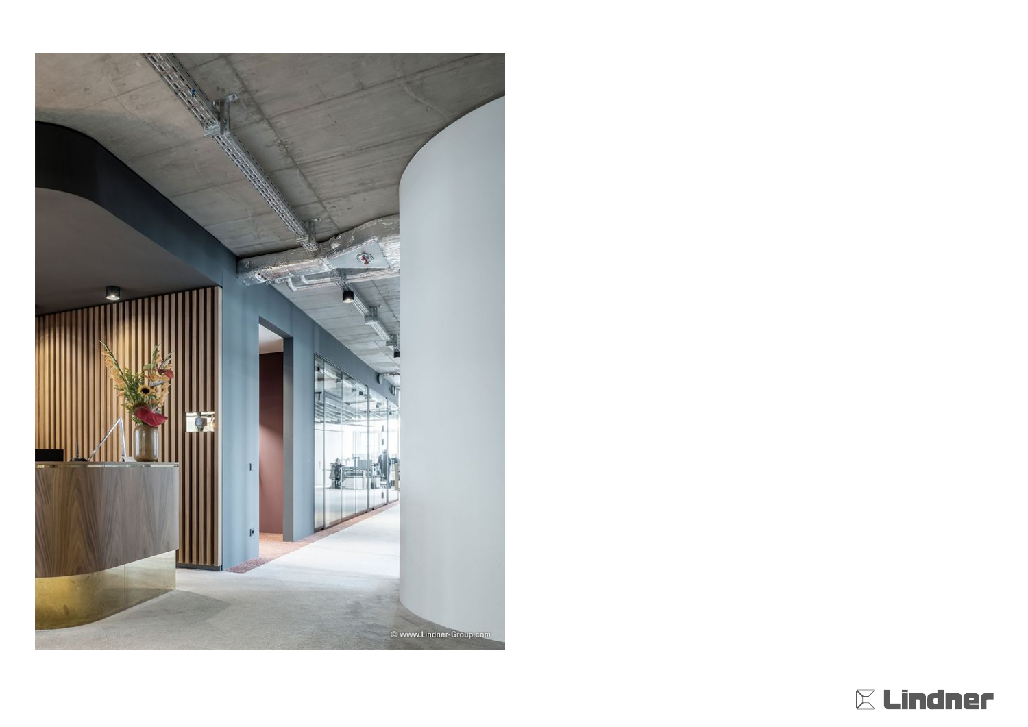© www.Lindner-Group.com